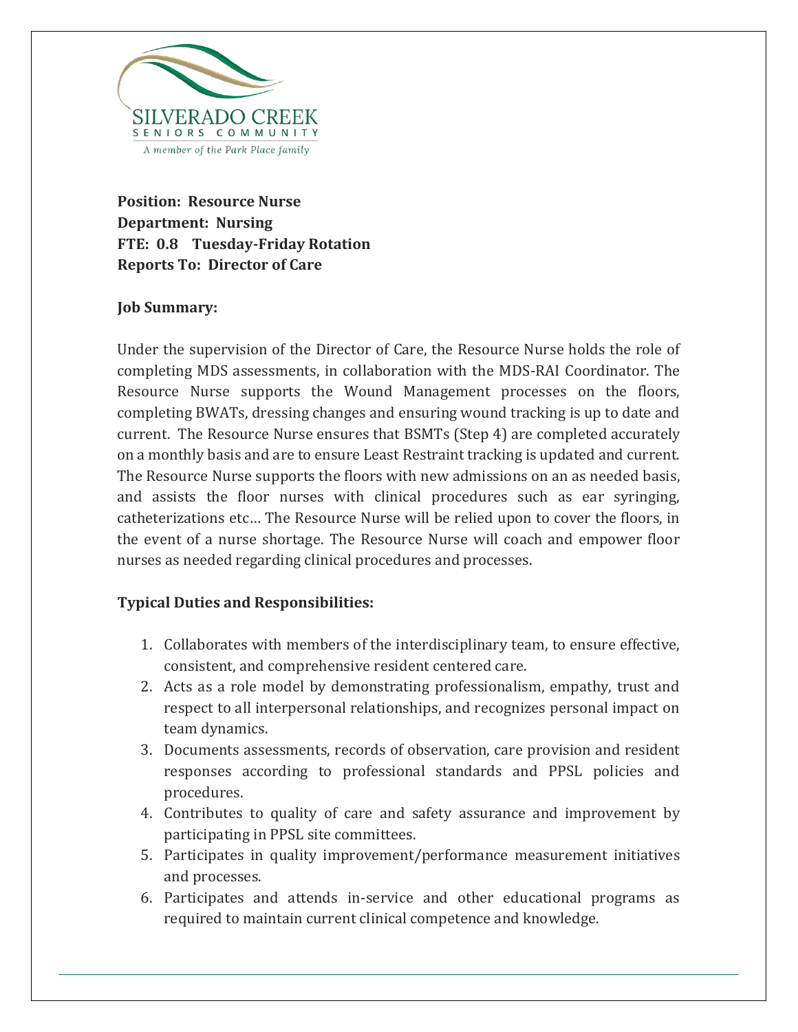SILVERADO CREEK
SENIORS COMMUNITY
*A member of the Park Place family*

**Position: Resource Nurse**
**Department: Nursing**
**FTE: 0.8 Tuesday-Friday Rotation**
**Reports To: Director of Care**

**Job Summary:**

Under the supervision of the Director of Care, the Resource Nurse holds the role of completing MDS assessments, in collaboration with the MDS-RAI Coordinator. The Resource Nurse supports the Wound Management processes on the floors, completing BWATs, dressing changes and ensuring wound tracking is up to date and current. The Resource Nurse ensures that BSMTs (Step 4) are completed accurately on a monthly basis and are to ensure Least Restraint tracking is updated and current. The Resource Nurse supports the floors with new admissions on an as needed basis, and assists the floor nurses with clinical procedures such as ear syringing, catheterizations etc… The Resource Nurse will be relied upon to cover the floors, in the event of a nurse shortage. The Resource Nurse will coach and empower floor nurses as needed regarding clinical procedures and processes.

**Typical Duties and Responsibilities:**

1. Collaborates with members of the interdisciplinary team, to ensure effective, consistent, and comprehensive resident centered care.
2. Acts as a role model by demonstrating professionalism, empathy, trust and respect to all interpersonal relationships, and recognizes personal impact on team dynamics.
3. Documents assessments, records of observation, care provision and resident responses according to professional standards and PPSL policies and procedures.
4. Contributes to quality of care and safety assurance and improvement by participating in PPSL site committees.
5. Participates in quality improvement/performance measurement initiatives and processes.
6. Participates and attends in-service and other educational programs as required to maintain current clinical competence and knowledge.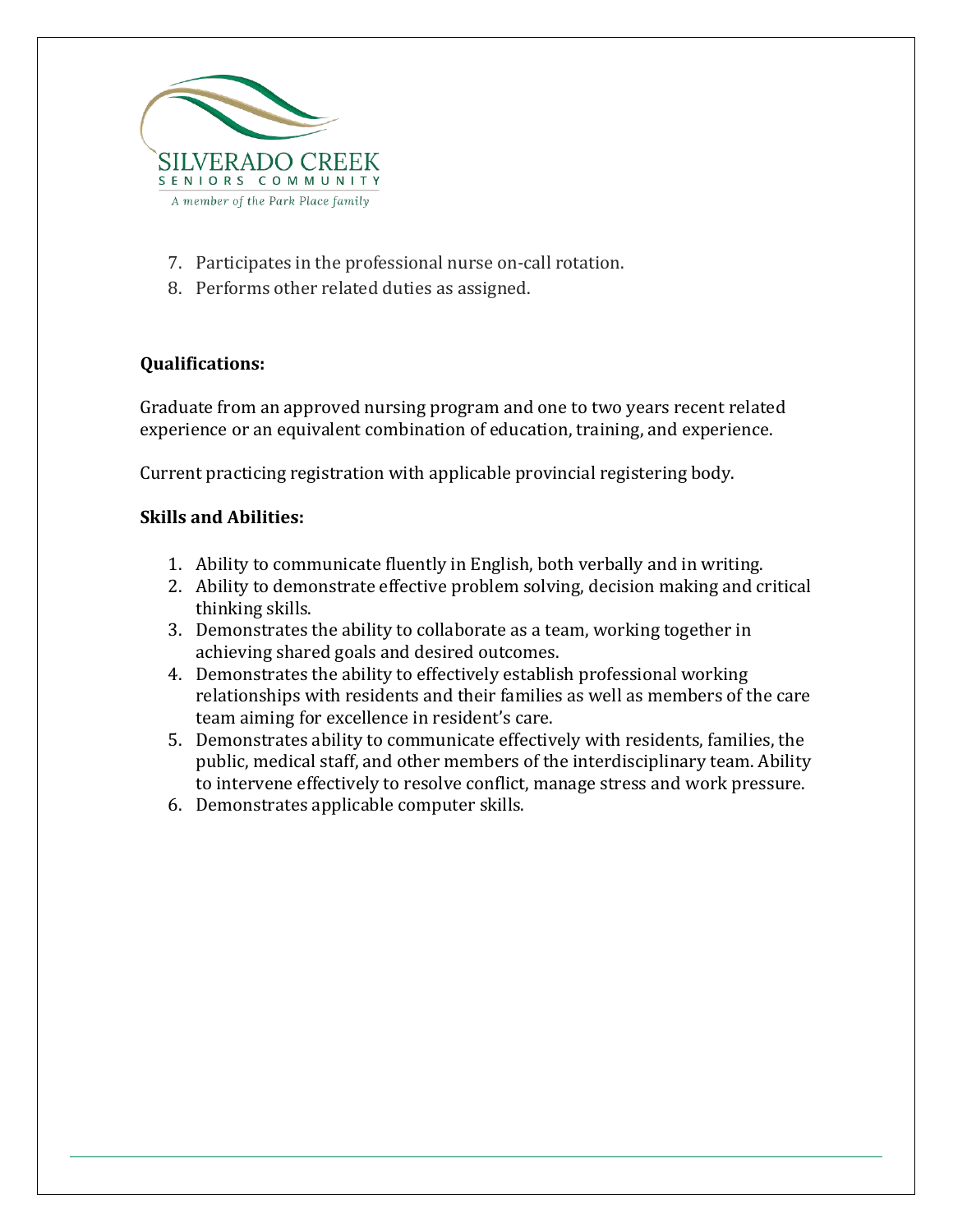7. Participates in the professional nurse on-call rotation.
8. Performs other related duties as assigned.

**Qualifications:**

Graduate from an approved nursing program and one to two years recent related experience or an equivalent combination of education, training, and experience.

Current practicing registration with applicable provincial registering body.

**Skills and Abilities:**

1. Ability to communicate fluently in English, both verbally and in writing.
2. Ability to demonstrate effective problem solving, decision making and critical thinking skills.
3. Demonstrates the ability to collaborate as a team, working together in achieving shared goals and desired outcomes.
4. Demonstrates the ability to effectively establish professional working relationships with residents and their families as well as members of the care team aiming for excellence in resident's care.
5. Demonstrates ability to communicate effectively with residents, families, the public, medical staff, and other members of the interdisciplinary team. Ability to intervene effectively to resolve conflict, manage stress and work pressure.
6. Demonstrates applicable computer skills.